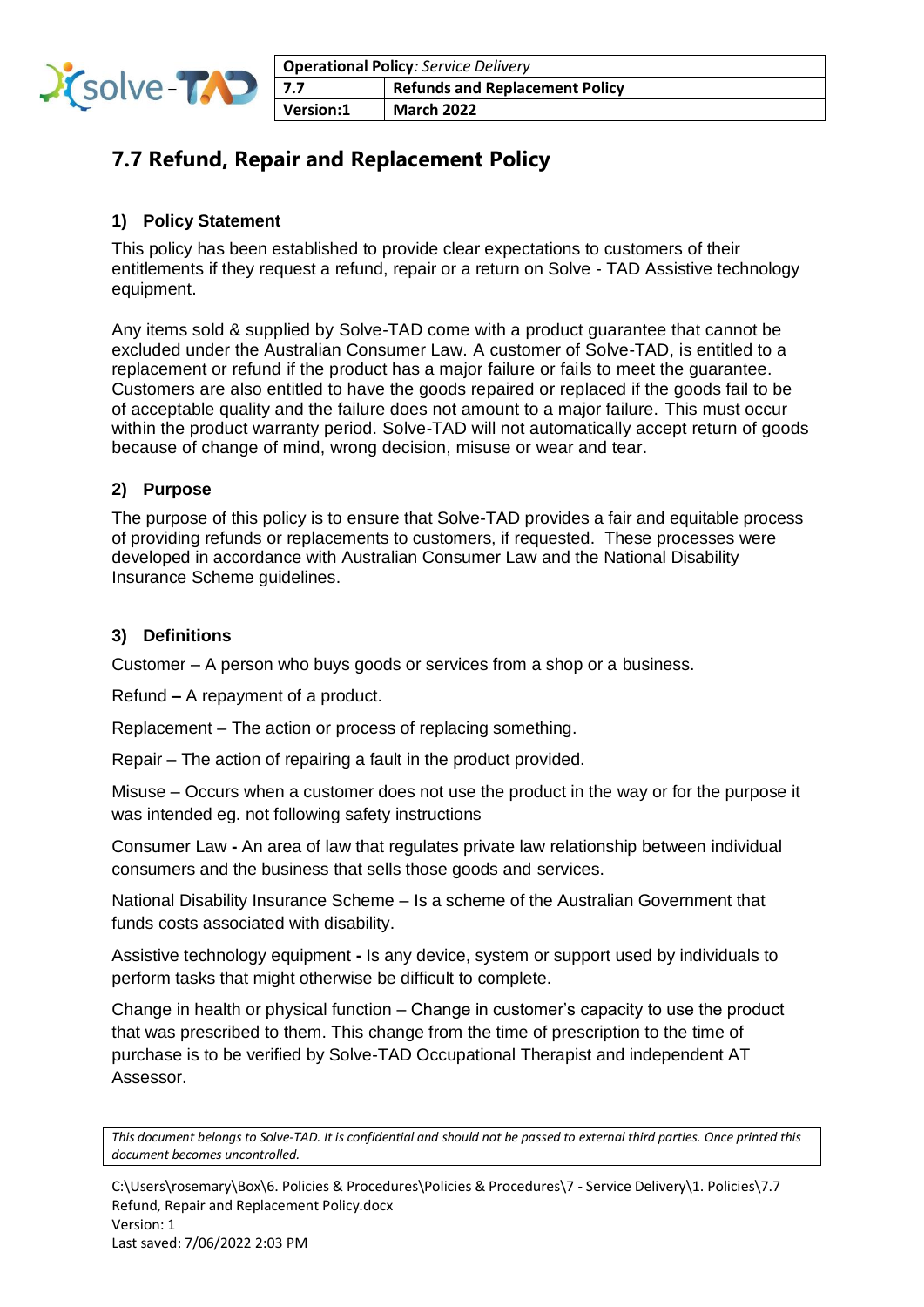| Operational Policy: *Service Delivery* | |
|---|---|
| 7.7 | Refunds and Replacement Policy |
| Version:1 | March 2022 |

# 7.7 Refund, Repair and Replacement Policy

## 1) Policy Statement

This policy has been established to provide clear expectations to customers of their entitlements if they request a refund, repair or a return on Solve - TAD Assistive technology equipment.

Any items sold & supplied by Solve-TAD come with a product guarantee that cannot be excluded under the Australian Consumer Law. A customer of Solve-TAD, is entitled to a replacement or refund if the product has a major failure or fails to meet the guarantee. Customers are also entitled to have the goods repaired or replaced if the goods fail to be of acceptable quality and the failure does not amount to a major failure. This must occur within the product warranty period. Solve-TAD will not automatically accept return of goods because of change of mind, wrong decision, misuse or wear and tear.

## 2) Purpose

The purpose of this policy is to ensure that Solve-TAD provides a fair and equitable process of providing refunds or replacements to customers, if requested. These processes were developed in accordance with Australian Consumer Law and the National Disability Insurance Scheme guidelines.

## 3) Definitions

Customer – A person who buys goods or services from a shop or a business.

Refund **–** A repayment of a product.

Replacement – The action or process of replacing something.

Repair – The action of repairing a fault in the product provided.

Misuse – Occurs when a customer does not use the product in the way or for the purpose it was intended eg. not following safety instructions

Consumer Law **-** An area of law that regulates private law relationship between individual consumers and the business that sells those goods and services.

National Disability Insurance Scheme – Is a scheme of the Australian Government that funds costs associated with disability.

Assistive technology equipment **-** Is any device, system or support used by individuals to perform tasks that might otherwise be difficult to complete.

Change in health or physical function – Change in customer's capacity to use the product that was prescribed to them. This change from the time of prescription to the time of purchase is to be verified by Solve-TAD Occupational Therapist and independent AT Assessor.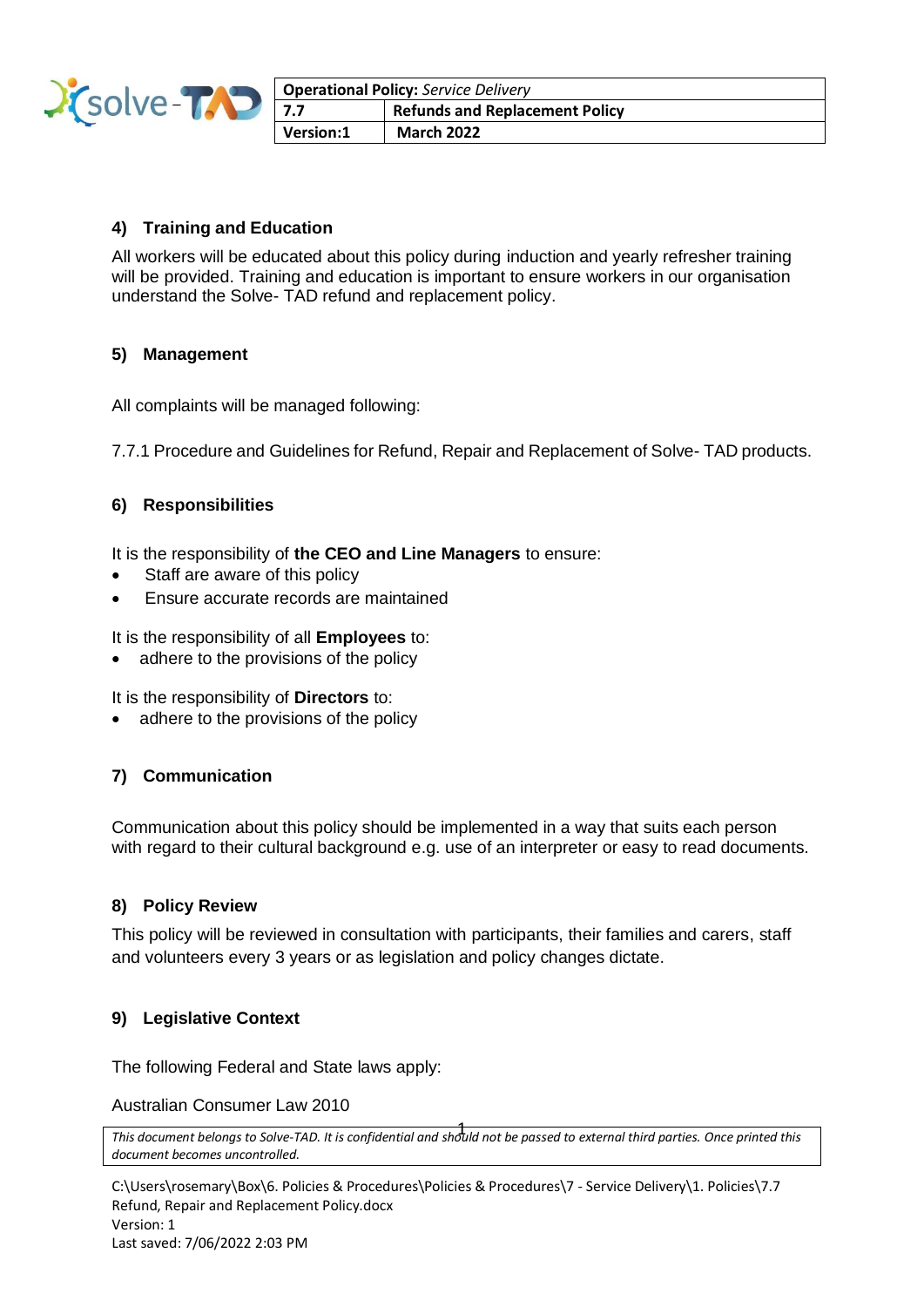## 4) Training and Education

All workers will be educated about this policy during induction and yearly refresher training will be provided. Training and education is important to ensure workers in our organisation understand the Solve- TAD refund and replacement policy.

## 5) Management

All complaints will be managed following:

7.7.1 Procedure and Guidelines for Refund, Repair and Replacement of Solve- TAD products.

## 6) Responsibilities

It is the responsibility of **the CEO and Line Managers** to ensure:

- Staff are aware of this policy
- Ensure accurate records are maintained

It is the responsibility of all **Employees** to:

- adhere to the provisions of the policy

It is the responsibility of **Directors** to:

- adhere to the provisions of the policy

## 7) Communication

Communication about this policy should be implemented in a way that suits each person with regard to their cultural background e.g. use of an interpreter or easy to read documents.

## 8) Policy Review

This policy will be reviewed in consultation with participants, their families and carers, staff and volunteers every 3 years or as legislation and policy changes dictate.

## 9) Legislative Context

The following Federal and State laws apply:

Australian Consumer Law 2010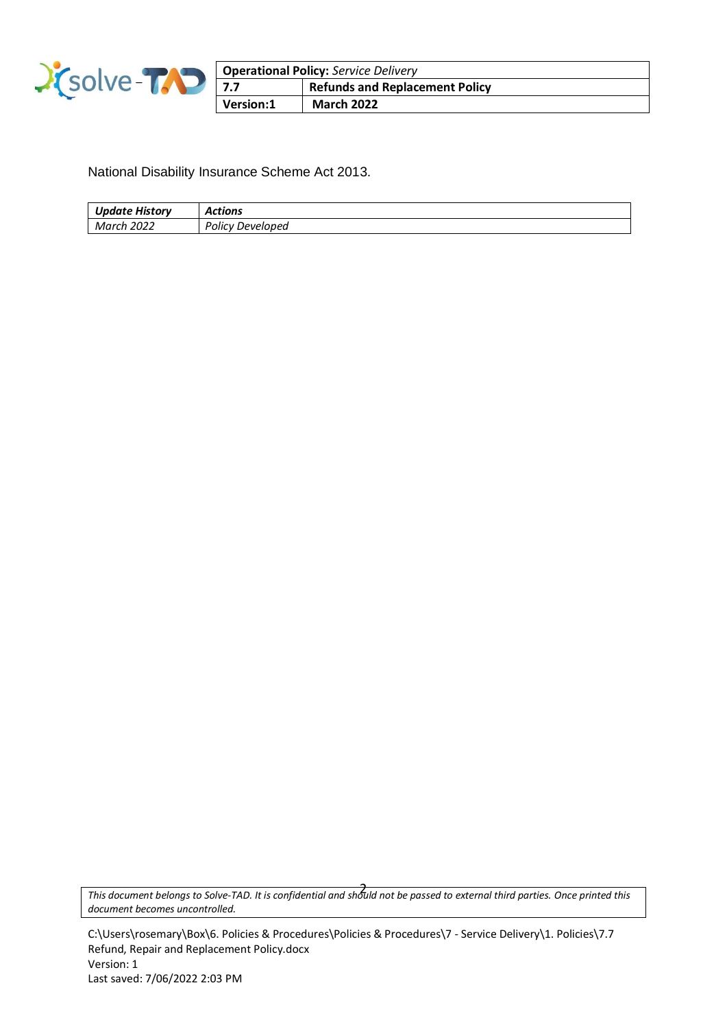National Disability Insurance Scheme Act 2013.

| *Update History* | *Actions* |
|---|---|
| *March 2022* | *Policy Developed* |